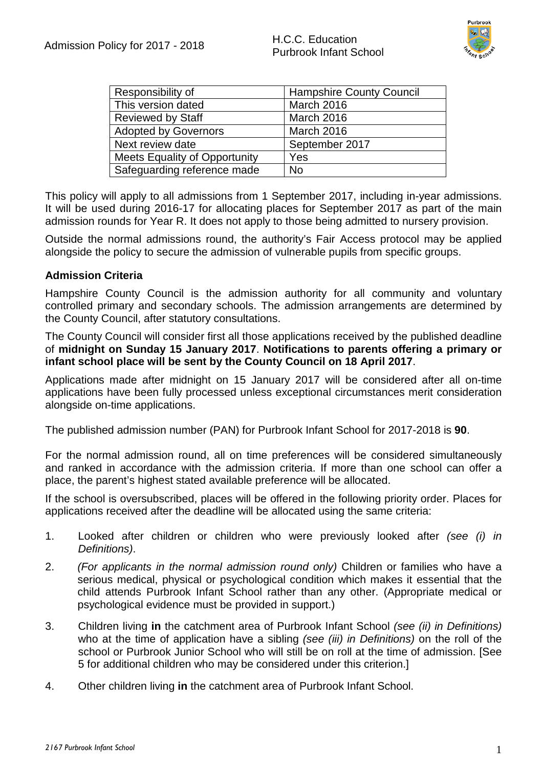| Responsibility of | Hampshire County Council |
| --- | --- |
| This version dated | March 2016 |
| Reviewed by Staff | March 2016 |
| Adopted by Governors | March 2016 |
| Next review date | September 2017 |
| Meets Equality of Opportunity | Yes |
| Safeguarding reference made | No |

This policy will apply to all admissions from 1 September 2017, including in-year admissions. It will be used during 2016-17 for allocating places for September 2017 as part of the main admission rounds for Year R. It does not apply to those being admitted to nursery provision.

Outside the normal admissions round, the authority's Fair Access protocol may be applied alongside the policy to secure the admission of vulnerable pupils from specific groups.

## Admission Criteria

Hampshire County Council is the admission authority for all community and voluntary controlled primary and secondary schools. The admission arrangements are determined by the County Council, after statutory consultations.

The County Council will consider first all those applications received by the published deadline of **midnight on Sunday 15 January 2017**. **Notifications to parents offering a primary or infant school place will be sent by the County Council on 18 April 2017**.

Applications made after midnight on 15 January 2017 will be considered after all on-time applications have been fully processed unless exceptional circumstances merit consideration alongside on-time applications.

The published admission number (PAN) for Purbrook Infant School for 2017-2018 is **90**.

For the normal admission round, all on time preferences will be considered simultaneously and ranked in accordance with the admission criteria. If more than one school can offer a place, the parent's highest stated available preference will be allocated.

If the school is oversubscribed, places will be offered in the following priority order. Places for applications received after the deadline will be allocated using the same criteria:

1. Looked after children or children who were previously looked after *(see (i) in Definitions)*.
2. *(For applicants in the normal admission round only)* Children or families who have a serious medical, physical or psychological condition which makes it essential that the child attends Purbrook Infant School rather than any other. (Appropriate medical or psychological evidence must be provided in support.)
3. Children living **in** the catchment area of Purbrook Infant School *(see (ii) in Definitions)* who at the time of application have a sibling *(see (iii) in Definitions)* on the roll of the school or Purbrook Junior School who will still be on roll at the time of admission. [See 5 for additional children who may be considered under this criterion.]
4. Other children living **in** the catchment area of Purbrook Infant School.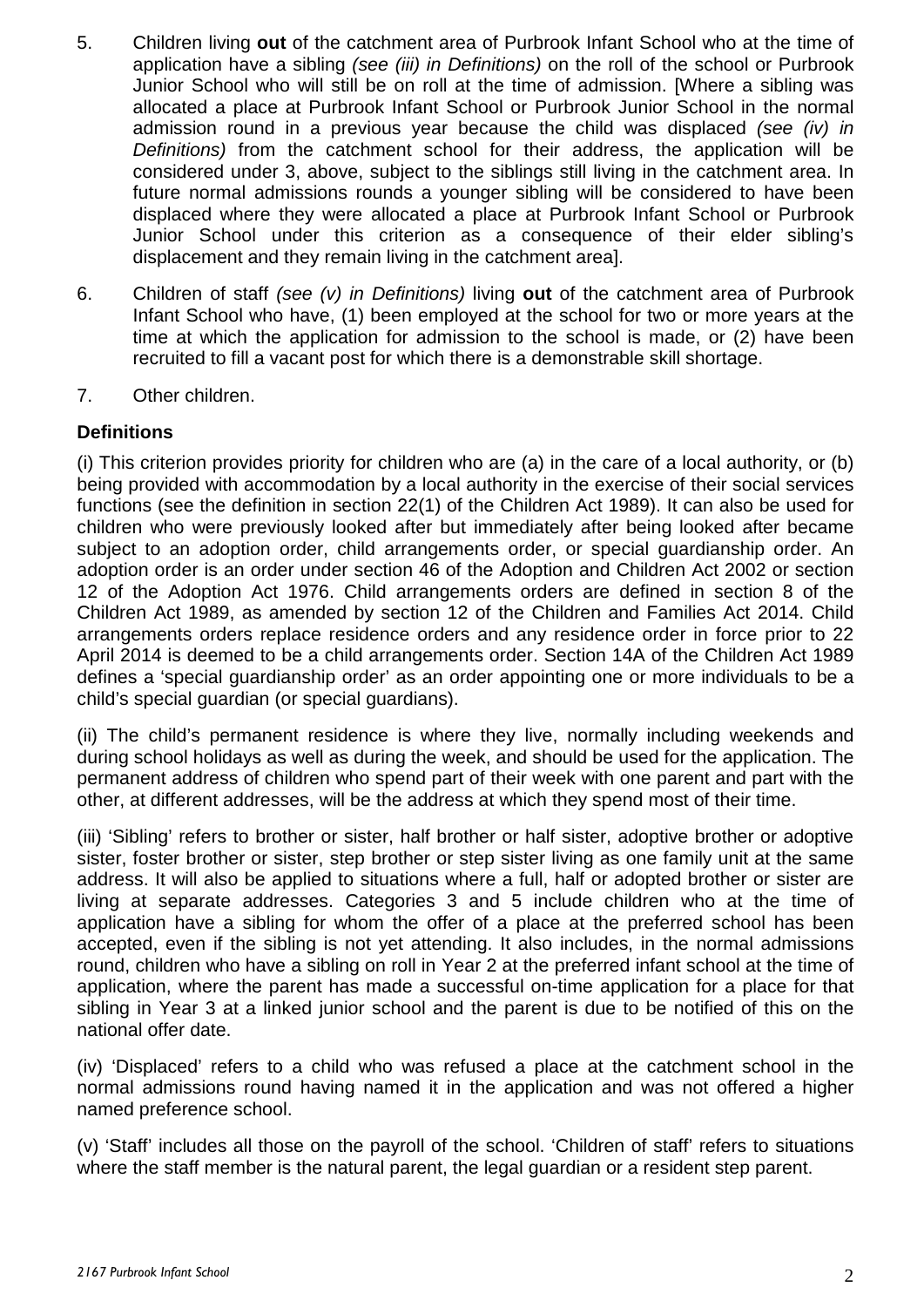5. Children living **out** of the catchment area of Purbrook Infant School who at the time of application have a sibling *(see (iii) in Definitions)* on the roll of the school or Purbrook Junior School who will still be on roll at the time of admission. [Where a sibling was allocated a place at Purbrook Infant School or Purbrook Junior School in the normal admission round in a previous year because the child was displaced *(see (iv) in Definitions)* from the catchment school for their address, the application will be considered under 3, above, subject to the siblings still living in the catchment area. In future normal admissions rounds a younger sibling will be considered to have been displaced where they were allocated a place at Purbrook Infant School or Purbrook Junior School under this criterion as a consequence of their elder sibling's displacement and they remain living in the catchment area].

6. Children of staff *(see (v) in Definitions)* living **out** of the catchment area of Purbrook Infant School who have, (1) been employed at the school for two or more years at the time at which the application for admission to the school is made, or (2) have been recruited to fill a vacant post for which there is a demonstrable skill shortage.

7. Other children.

**Definitions**

(i) This criterion provides priority for children who are (a) in the care of a local authority, or (b) being provided with accommodation by a local authority in the exercise of their social services functions (see the definition in section 22(1) of the Children Act 1989). It can also be used for children who were previously looked after but immediately after being looked after became subject to an adoption order, child arrangements order, or special guardianship order. An adoption order is an order under section 46 of the Adoption and Children Act 2002 or section 12 of the Adoption Act 1976. Child arrangements orders are defined in section 8 of the Children Act 1989, as amended by section 12 of the Children and Families Act 2014. Child arrangements orders replace residence orders and any residence order in force prior to 22 April 2014 is deemed to be a child arrangements order. Section 14A of the Children Act 1989 defines a 'special guardianship order' as an order appointing one or more individuals to be a child's special guardian (or special guardians).

(ii) The child's permanent residence is where they live, normally including weekends and during school holidays as well as during the week, and should be used for the application. The permanent address of children who spend part of their week with one parent and part with the other, at different addresses, will be the address at which they spend most of their time.

(iii) 'Sibling' refers to brother or sister, half brother or half sister, adoptive brother or adoptive sister, foster brother or sister, step brother or step sister living as one family unit at the same address. It will also be applied to situations where a full, half or adopted brother or sister are living at separate addresses. Categories 3 and 5 include children who at the time of application have a sibling for whom the offer of a place at the preferred school has been accepted, even if the sibling is not yet attending. It also includes, in the normal admissions round, children who have a sibling on roll in Year 2 at the preferred infant school at the time of application, where the parent has made a successful on-time application for a place for that sibling in Year 3 at a linked junior school and the parent is due to be notified of this on the national offer date.

(iv) 'Displaced' refers to a child who was refused a place at the catchment school in the normal admissions round having named it in the application and was not offered a higher named preference school.

(v) 'Staff' includes all those on the payroll of the school. 'Children of staff' refers to situations where the staff member is the natural parent, the legal guardian or a resident step parent.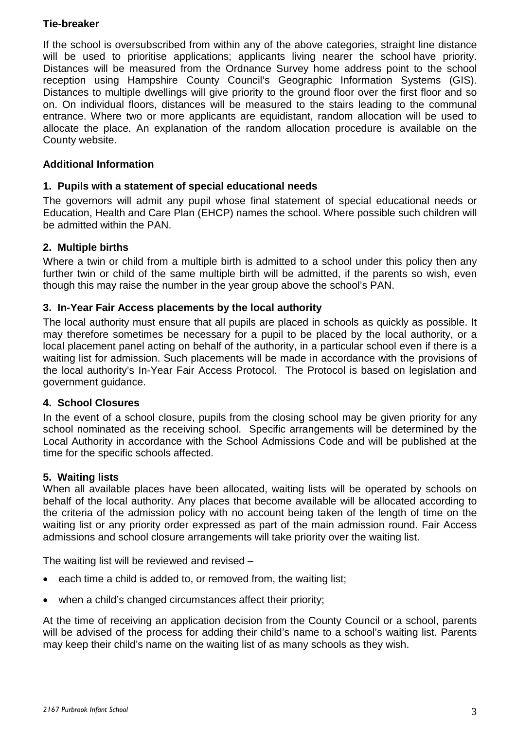**Tie-breaker**

If the school is oversubscribed from within any of the above categories, straight line distance will be used to prioritise applications; applicants living nearer the school have priority. Distances will be measured from the Ordnance Survey home address point to the school reception using Hampshire County Council's Geographic Information Systems (GIS). Distances to multiple dwellings will give priority to the ground floor over the first floor and so on. On individual floors, distances will be measured to the stairs leading to the communal entrance. Where two or more applicants are equidistant, random allocation will be used to allocate the place. An explanation of the random allocation procedure is available on the County website.

**Additional Information**

**1. Pupils with a statement of special educational needs**

The governors will admit any pupil whose final statement of special educational needs or Education, Health and Care Plan (EHCP) names the school. Where possible such children will be admitted within the PAN.

**2. Multiple births**

Where a twin or child from a multiple birth is admitted to a school under this policy then any further twin or child of the same multiple birth will be admitted, if the parents so wish, even though this may raise the number in the year group above the school's PAN.

**3. In-Year Fair Access placements by the local authority**

The local authority must ensure that all pupils are placed in schools as quickly as possible. It may therefore sometimes be necessary for a pupil to be placed by the local authority, or a local placement panel acting on behalf of the authority, in a particular school even if there is a waiting list for admission. Such placements will be made in accordance with the provisions of the local authority's In-Year Fair Access Protocol. The Protocol is based on legislation and government guidance.

**4. School Closures**

In the event of a school closure, pupils from the closing school may be given priority for any school nominated as the receiving school. Specific arrangements will be determined by the Local Authority in accordance with the School Admissions Code and will be published at the time for the specific schools affected.

**5. Waiting lists**

When all available places have been allocated, waiting lists will be operated by schools on behalf of the local authority. Any places that become available will be allocated according to the criteria of the admission policy with no account being taken of the length of time on the waiting list or any priority order expressed as part of the main admission round. Fair Access admissions and school closure arrangements will take priority over the waiting list.

The waiting list will be reviewed and revised –

- each time a child is added to, or removed from, the waiting list;
- when a child's changed circumstances affect their priority;

At the time of receiving an application decision from the County Council or a school, parents will be advised of the process for adding their child's name to a school's waiting list. Parents may keep their child's name on the waiting list of as many schools as they wish.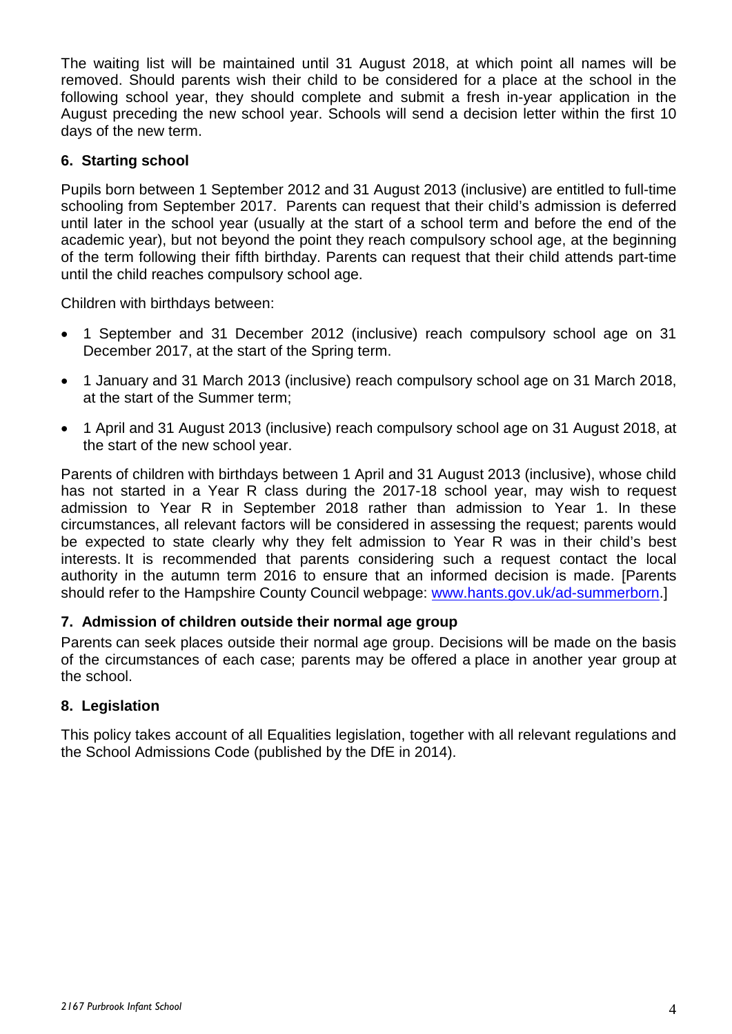The waiting list will be maintained until 31 August 2018, at which point all names will be removed. Should parents wish their child to be considered for a place at the school in the following school year, they should complete and submit a fresh in-year application in the August preceding the new school year. Schools will send a decision letter within the first 10 days of the new term.

## 6. Starting school

Pupils born between 1 September 2012 and 31 August 2013 (inclusive) are entitled to full-time schooling from September 2017. Parents can request that their child's admission is deferred until later in the school year (usually at the start of a school term and before the end of the academic year), but not beyond the point they reach compulsory school age, at the beginning of the term following their fifth birthday. Parents can request that their child attends part-time until the child reaches compulsory school age.

Children with birthdays between:

- 1 September and 31 December 2012 (inclusive) reach compulsory school age on 31 December 2017, at the start of the Spring term.
- 1 January and 31 March 2013 (inclusive) reach compulsory school age on 31 March 2018, at the start of the Summer term;
- 1 April and 31 August 2013 (inclusive) reach compulsory school age on 31 August 2018, at the start of the new school year.

Parents of children with birthdays between 1 April and 31 August 2013 (inclusive), whose child has not started in a Year R class during the 2017-18 school year, may wish to request admission to Year R in September 2018 rather than admission to Year 1. In these circumstances, all relevant factors will be considered in assessing the request; parents would be expected to state clearly why they felt admission to Year R was in their child's best interests. It is recommended that parents considering such a request contact the local authority in the autumn term 2016 to ensure that an informed decision is made. [Parents should refer to the Hampshire County Council webpage: [www.hants.gov.uk/ad-summerborn](www.hants.gov.uk/ad-summerborn).]

## 7. Admission of children outside their normal age group

Parents can seek places outside their normal age group. Decisions will be made on the basis of the circumstances of each case; parents may be offered a place in another year group at the school.

## 8. Legislation

This policy takes account of all Equalities legislation, together with all relevant regulations and the School Admissions Code (published by the DfE in 2014).